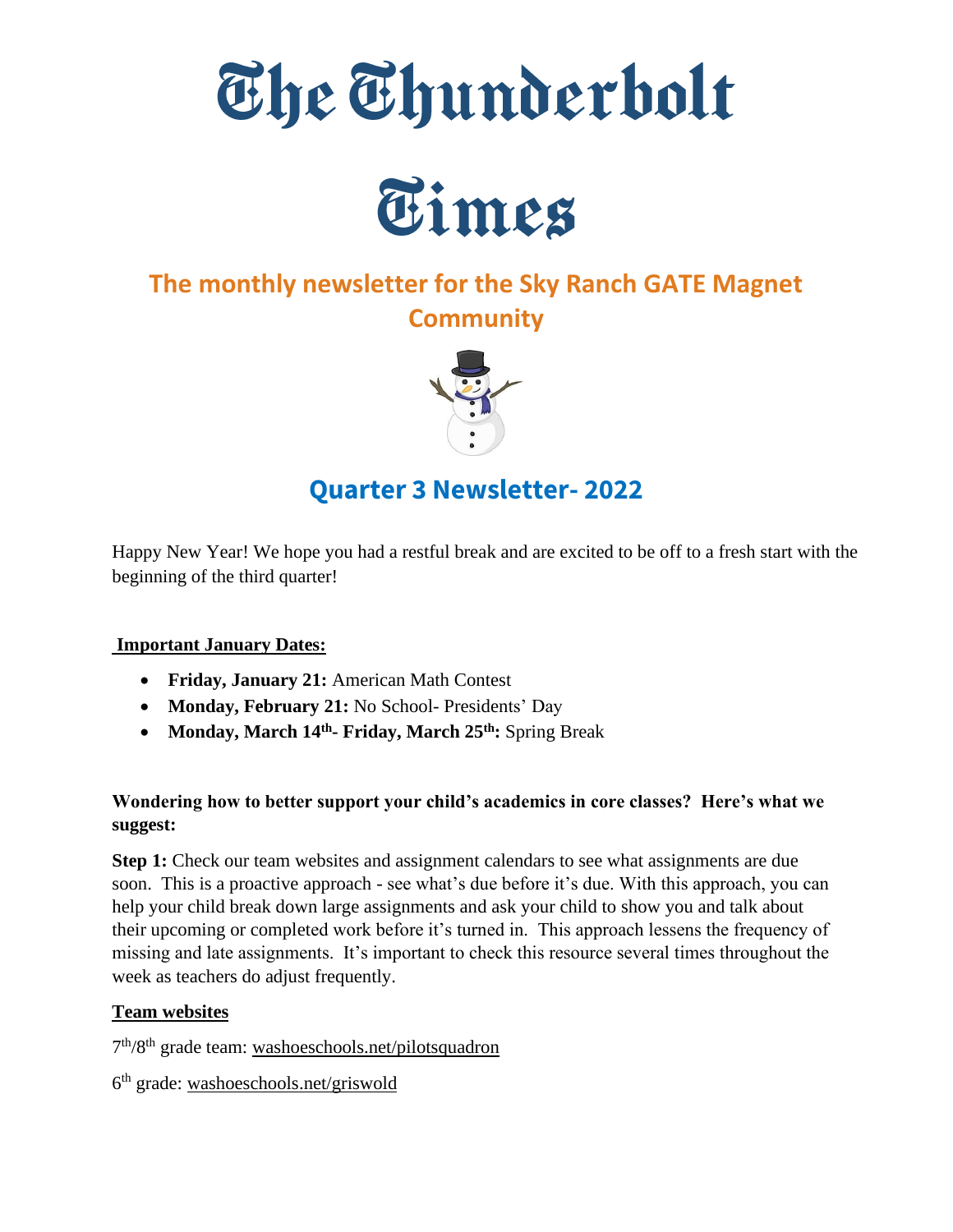# The Thunderbolt Times

## The monthly newsletter for the Sky Ranch GATE Magnet Community

## Quarter 3 Newsletter- 2022

Happy New Year! We hope you had a restful break and are excited to be off to a fresh start with the beginning of the third quarter!

**Important January Dates:**

- **Friday, January 21:** American Math Contest
- **Monday, February 21:** No School- Presidents' Day
- **Monday, March 14th- Friday, March 25th:** Spring Break

**Wondering how to better support your child's academics in core classes? Here's what we suggest:**

**Step 1:** Check our team websites and assignment calendars to see what assignments are due soon. This is a proactive approach - see what's due before it's due. With this approach, you can help your child break down large assignments and ask your child to show you and talk about their upcoming or completed work before it's turned in. This approach lessens the frequency of missing and late assignments. It's important to check this resource several times throughout the week as teachers do adjust frequently.

**Team websites**

7th/8th grade team: washoeschools.net/pilotsquadron

6th grade: washoeschools.net/griswold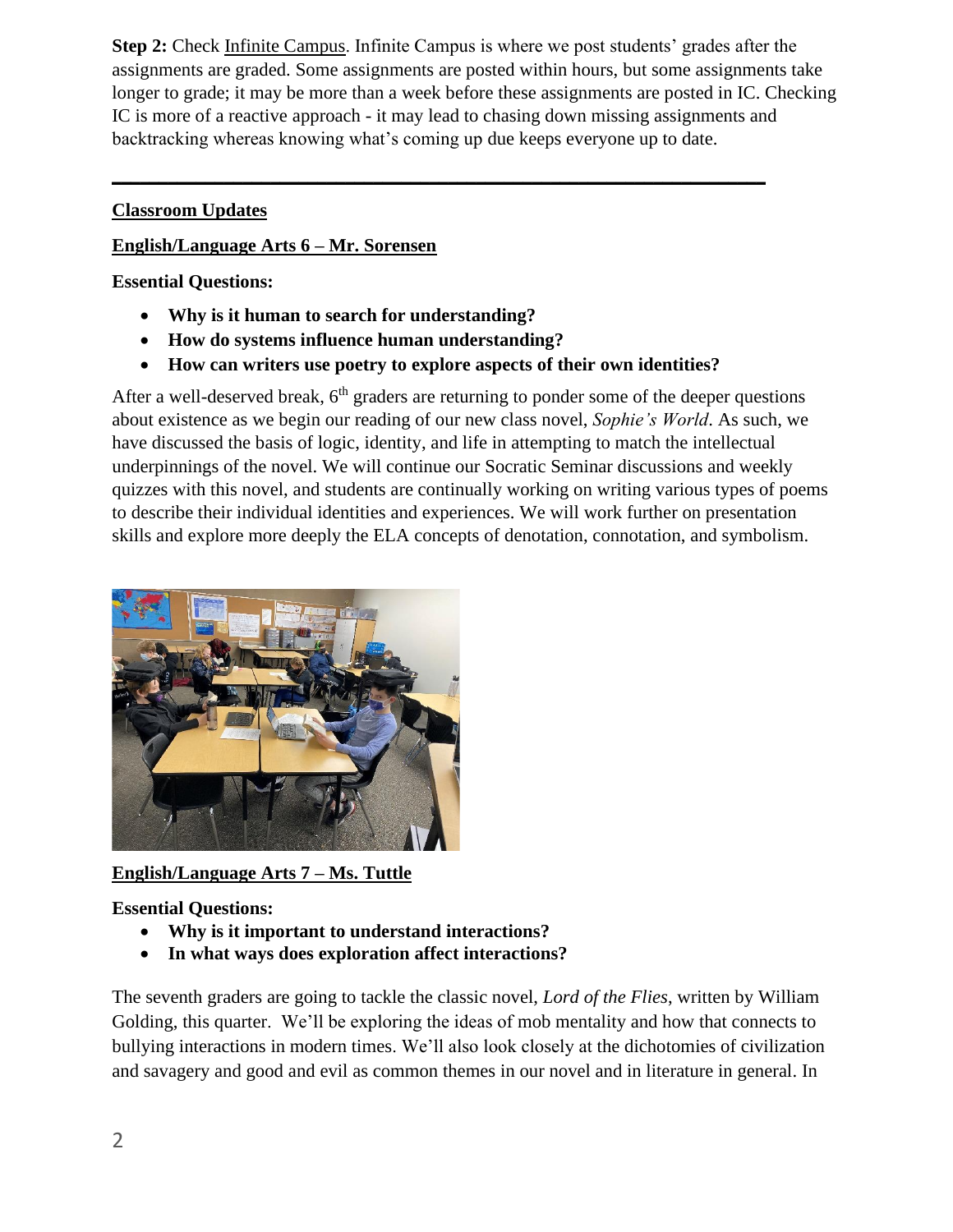**Step 2:** Check Infinite Campus. Infinite Campus is where we post students' grades after the assignments are graded. Some assignments are posted within hours, but some assignments take longer to grade; it may be more than a week before these assignments are posted in IC. Checking IC is more of a reactive approach - it may lead to chasing down missing assignments and backtracking whereas knowing what's coming up due keeps everyone up to date.

---

## Classroom Updates

### English/Language Arts 6 – Mr. Sorensen

**Essential Questions:**

- **Why is it human to search for understanding?**
- **How do systems influence human understanding?**
- **How can writers use poetry to explore aspects of their own identities?**

After a well-deserved break, 6th graders are returning to ponder some of the deeper questions about existence as we begin our reading of our new class novel, *Sophie's World*. As such, we have discussed the basis of logic, identity, and life in attempting to match the intellectual underpinnings of the novel. We will continue our Socratic Seminar discussions and weekly quizzes with this novel, and students are continually working on writing various types of poems to describe their individual identities and experiences. We will work further on presentation skills and explore more deeply the ELA concepts of denotation, connotation, and symbolism.

### English/Language Arts 7 – Ms. Tuttle

**Essential Questions:**

- **Why is it important to understand interactions?**
- **In what ways does exploration affect interactions?**

The seventh graders are going to tackle the classic novel, *Lord of the Flies*, written by William Golding, this quarter. We'll be exploring the ideas of mob mentality and how that connects to bullying interactions in modern times. We'll also look closely at the dichotomies of civilization and savagery and good and evil as common themes in our novel and in literature in general. In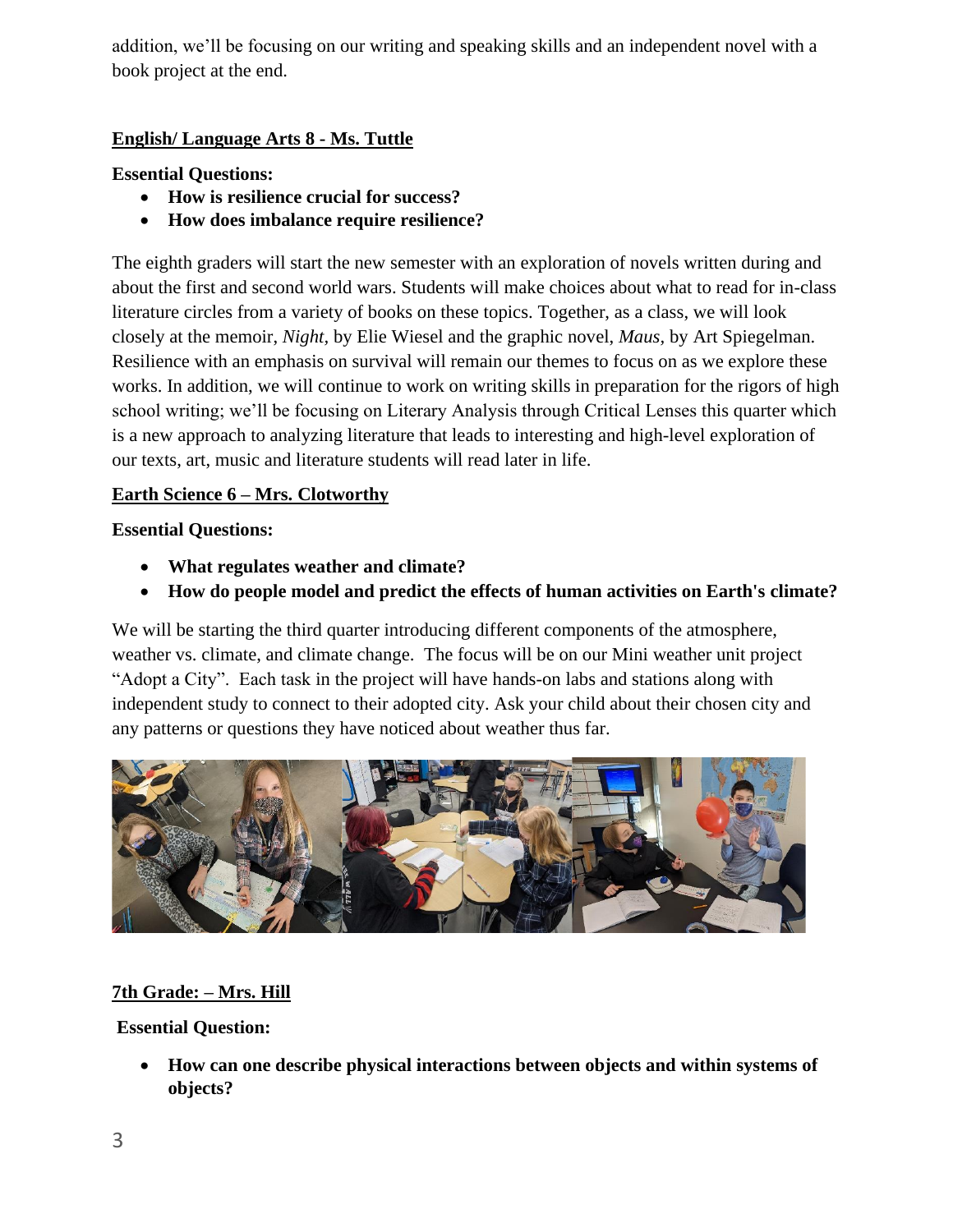addition, we'll be focusing on our writing and speaking skills and an independent novel with a book project at the end.

**English/ Language Arts 8 - Ms. Tuttle**

**Essential Questions:**

- **How is resilience crucial for success?**
- **How does imbalance require resilience?**

The eighth graders will start the new semester with an exploration of novels written during and about the first and second world wars. Students will make choices about what to read for in-class literature circles from a variety of books on these topics. Together, as a class, we will look closely at the memoir, *Night*, by Elie Wiesel and the graphic novel, *Maus*, by Art Spiegelman. Resilience with an emphasis on survival will remain our themes to focus on as we explore these works. In addition, we will continue to work on writing skills in preparation for the rigors of high school writing; we'll be focusing on Literary Analysis through Critical Lenses this quarter which is a new approach to analyzing literature that leads to interesting and high-level exploration of our texts, art, music and literature students will read later in life.

**Earth Science 6 – Mrs. Clotworthy**

**Essential Questions:**

- **What regulates weather and climate?**
- **How do people model and predict the effects of human activities on Earth's climate?**

We will be starting the third quarter introducing different components of the atmosphere, weather vs. climate, and climate change. The focus will be on our Mini weather unit project "Adopt a City". Each task in the project will have hands-on labs and stations along with independent study to connect to their adopted city. Ask your child about their chosen city and any patterns or questions they have noticed about weather thus far.

**7th Grade: – Mrs. Hill**

**Essential Question:**

- **How can one describe physical interactions between objects and within systems of objects?**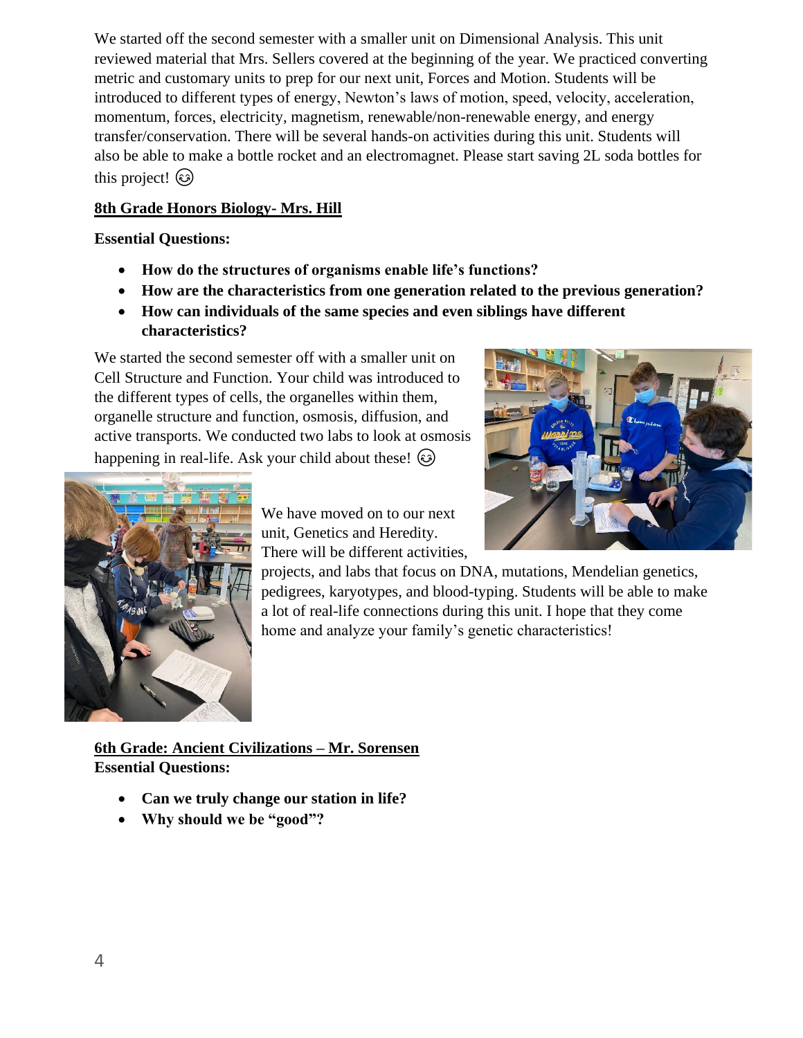We started off the second semester with a smaller unit on Dimensional Analysis. This unit reviewed material that Mrs. Sellers covered at the beginning of the year. We practiced converting metric and customary units to prep for our next unit, Forces and Motion. Students will be introduced to different types of energy, Newton's laws of motion, speed, velocity, acceleration, momentum, forces, electricity, magnetism, renewable/non-renewable energy, and energy transfer/conservation. There will be several hands-on activities during this unit. Students will also be able to make a bottle rocket and an electromagnet. Please start saving 2L soda bottles for this project! 😊

## 8th Grade Honors Biology- Mrs. Hill

**Essential Questions:**

- **How do the structures of organisms enable life's functions?**
- **How are the characteristics from one generation related to the previous generation?**
- **How can individuals of the same species and even siblings have different characteristics?**

We started the second semester off with a smaller unit on Cell Structure and Function. Your child was introduced to the different types of cells, the organelles within them, organelle structure and function, osmosis, diffusion, and active transports. We conducted two labs to look at osmosis happening in real-life. Ask your child about these! 😊

We have moved on to our next unit, Genetics and Heredity. There will be different activities, projects, and labs that focus on DNA, mutations, Mendelian genetics, pedigrees, karyotypes, and blood-typing. Students will be able to make a lot of real-life connections during this unit. I hope that they come home and analyze your family's genetic characteristics!

## 6th Grade: Ancient Civilizations – Mr. Sorensen

**Essential Questions:**

- **Can we truly change our station in life?**
- **Why should we be "good"?**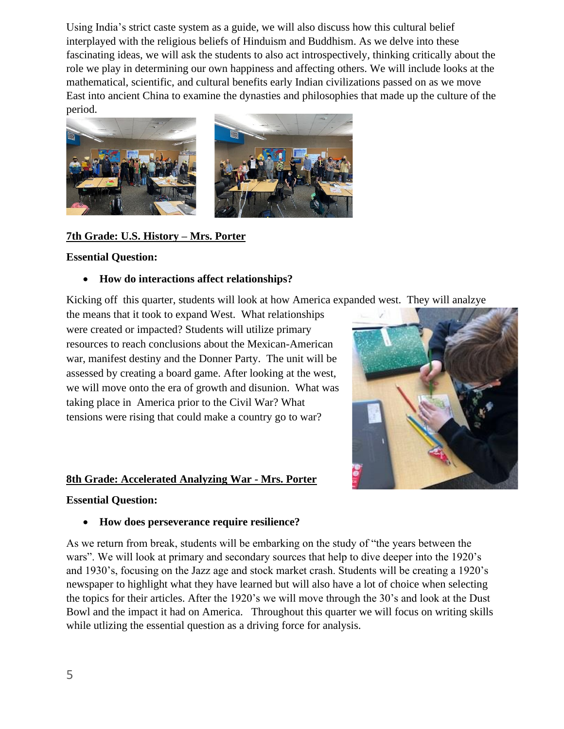Using India's strict caste system as a guide, we will also discuss how this cultural belief interplayed with the religious beliefs of Hinduism and Buddhism. As we delve into these fascinating ideas, we will ask the students to also act introspectively, thinking critically about the role we play in determining our own happiness and affecting others. We will include looks at the mathematical, scientific, and cultural benefits early Indian civilizations passed on as we move East into ancient China to examine the dynasties and philosophies that made up the culture of the period.

**7th Grade: U.S. History – Mrs. Porter**

**Essential Question:**

- **How do interactions affect relationships?**

Kicking off this quarter, students will look at how America expanded west. They will analzye the means that it took to expand West. What relationships were created or impacted? Students will utilize primary resources to reach conclusions about the Mexican-American war, manifest destiny and the Donner Party. The unit will be assessed by creating a board game. After looking at the west, we will move onto the era of growth and disunion. What was taking place in America prior to the Civil War? What tensions were rising that could make a country go to war?

**8th Grade: Accelerated Analyzing War - Mrs. Porter**

**Essential Question:**

- **How does perseverance require resilience?**

As we return from break, students will be embarking on the study of "the years between the wars". We will look at primary and secondary sources that help to dive deeper into the 1920's and 1930's, focusing on the Jazz age and stock market crash. Students will be creating a 1920's newspaper to highlight what they have learned but will also have a lot of choice when selecting the topics for their articles. After the 1920's we will move through the 30's and look at the Dust Bowl and the impact it had on America. Throughout this quarter we will focus on writing skills while utlizing the essential question as a driving force for analysis.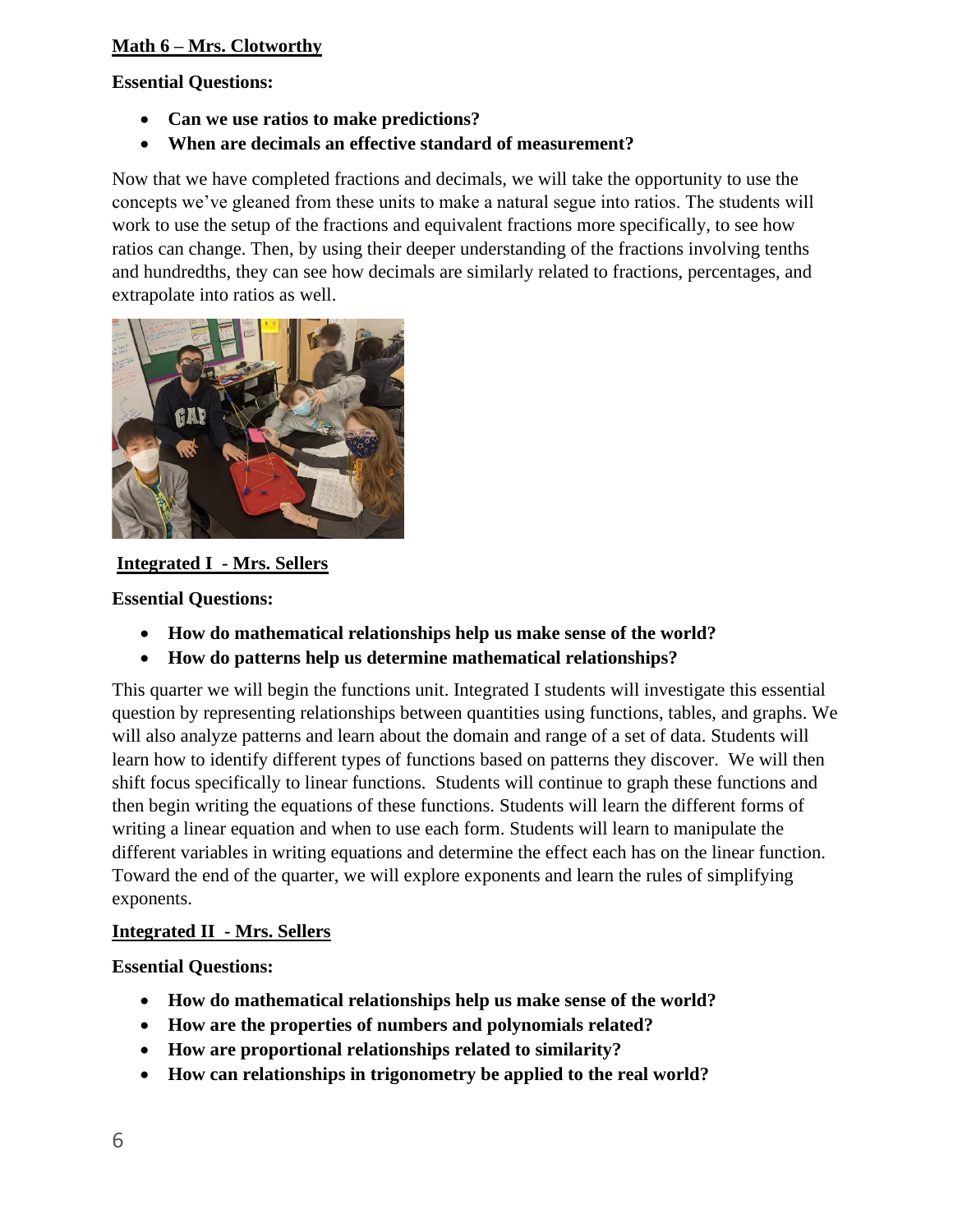**Math 6 – Mrs. Clotworthy**

**Essential Questions:**

- **Can we use ratios to make predictions?**
- **When are decimals an effective standard of measurement?**

Now that we have completed fractions and decimals, we will take the opportunity to use the concepts we've gleaned from these units to make a natural segue into ratios. The students will work to use the setup of the fractions and equivalent fractions more specifically, to see how ratios can change. Then, by using their deeper understanding of the fractions involving tenths and hundredths, they can see how decimals are similarly related to fractions, percentages, and extrapolate into ratios as well.

**Integrated I - Mrs. Sellers**

**Essential Questions:**

- **How do mathematical relationships help us make sense of the world?**
- **How do patterns help us determine mathematical relationships?**

This quarter we will begin the functions unit. Integrated I students will investigate this essential question by representing relationships between quantities using functions, tables, and graphs. We will also analyze patterns and learn about the domain and range of a set of data. Students will learn how to identify different types of functions based on patterns they discover. We will then shift focus specifically to linear functions. Students will continue to graph these functions and then begin writing the equations of these functions. Students will learn the different forms of writing a linear equation and when to use each form. Students will learn to manipulate the different variables in writing equations and determine the effect each has on the linear function. Toward the end of the quarter, we will explore exponents and learn the rules of simplifying exponents.

**Integrated II - Mrs. Sellers**

**Essential Questions:**

- **How do mathematical relationships help us make sense of the world?**
- **How are the properties of numbers and polynomials related?**
- **How are proportional relationships related to similarity?**
- **How can relationships in trigonometry be applied to the real world?**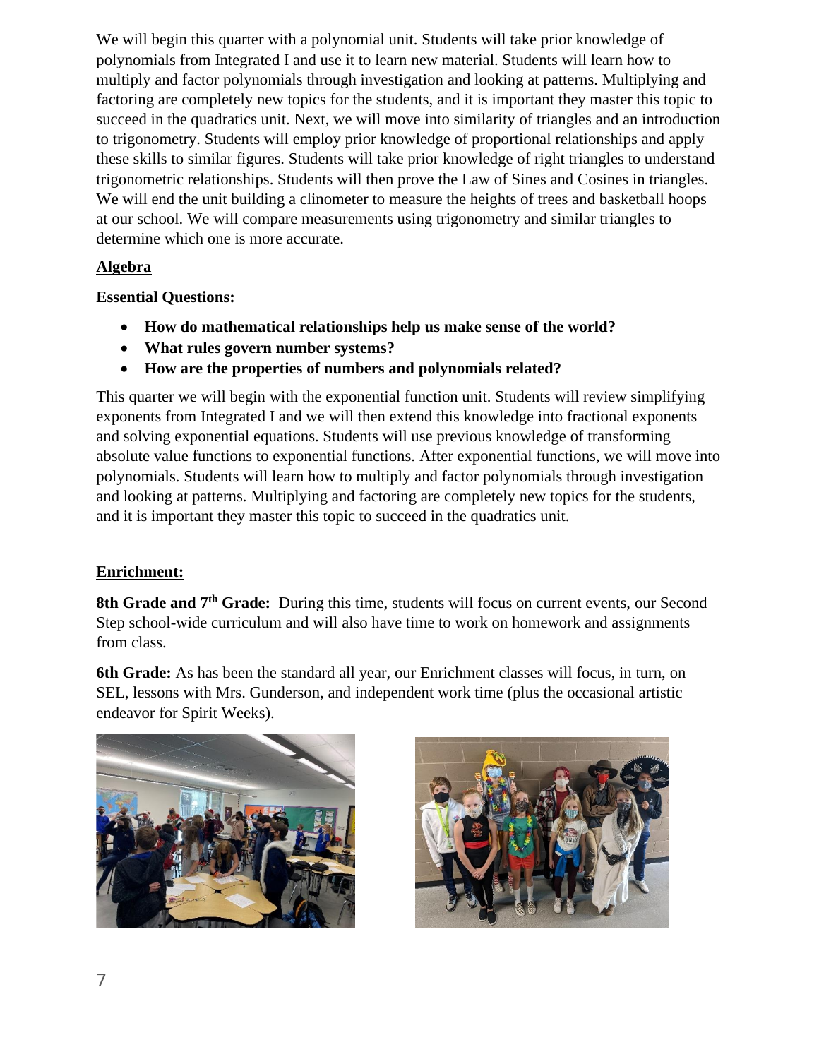We will begin this quarter with a polynomial unit. Students will take prior knowledge of polynomials from Integrated I and use it to learn new material. Students will learn how to multiply and factor polynomials through investigation and looking at patterns. Multiplying and factoring are completely new topics for the students, and it is important they master this topic to succeed in the quadratics unit. Next, we will move into similarity of triangles and an introduction to trigonometry. Students will employ prior knowledge of proportional relationships and apply these skills to similar figures. Students will take prior knowledge of right triangles to understand trigonometric relationships. Students will then prove the Law of Sines and Cosines in triangles. We will end the unit building a clinometer to measure the heights of trees and basketball hoops at our school. We will compare measurements using trigonometry and similar triangles to determine which one is more accurate.

## Algebra

**Essential Questions:**

- **How do mathematical relationships help us make sense of the world?**
- **What rules govern number systems?**
- **How are the properties of numbers and polynomials related?**

This quarter we will begin with the exponential function unit. Students will review simplifying exponents from Integrated I and we will then extend this knowledge into fractional exponents and solving exponential equations. Students will use previous knowledge of transforming absolute value functions to exponential functions. After exponential functions, we will move into polynomials. Students will learn how to multiply and factor polynomials through investigation and looking at patterns. Multiplying and factoring are completely new topics for the students, and it is important they master this topic to succeed in the quadratics unit.

## Enrichment:

**8th Grade and 7th Grade:** During this time, students will focus on current events, our Second Step school-wide curriculum and will also have time to work on homework and assignments from class.

**6th Grade:** As has been the standard all year, our Enrichment classes will focus, in turn, on SEL, lessons with Mrs. Gunderson, and independent work time (plus the occasional artistic endeavor for Spirit Weeks).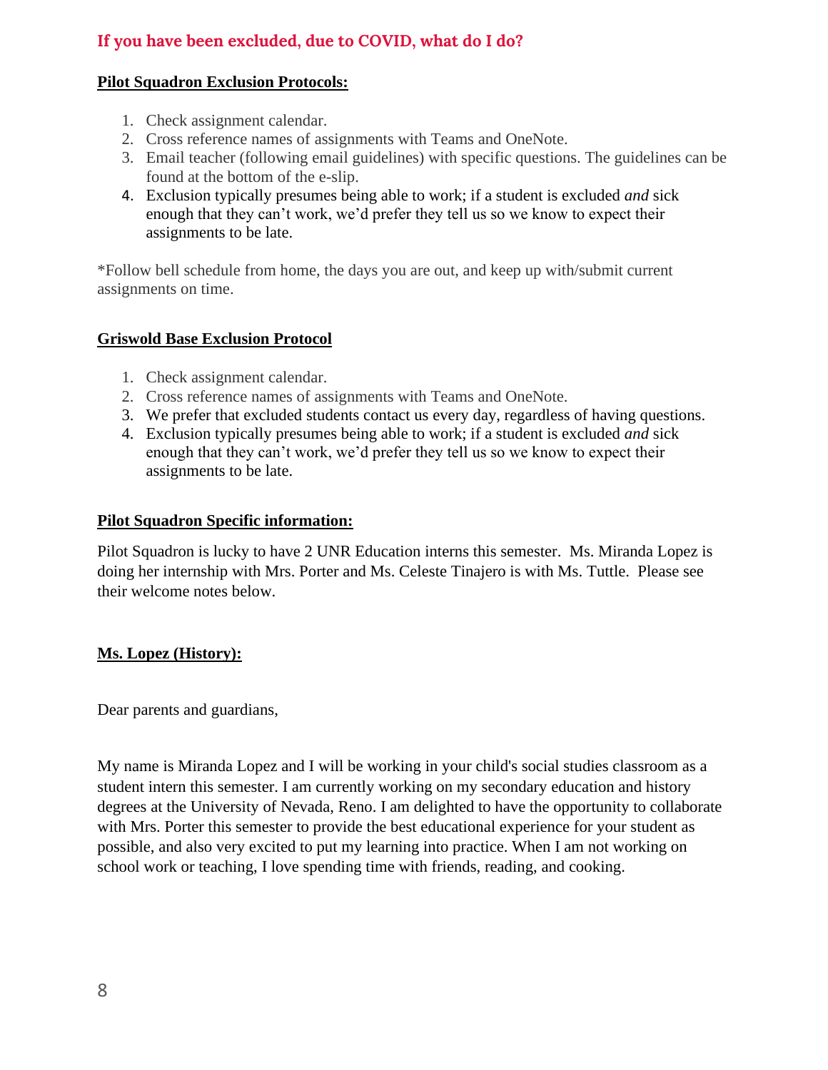## If you have been excluded, due to COVID, what do I do?

**Pilot Squadron Exclusion Protocols:**

1. Check assignment calendar.
2. Cross reference names of assignments with Teams and OneNote.
3. Email teacher (following email guidelines) with specific questions. The guidelines can be found at the bottom of the e-slip.
4. Exclusion typically presumes being able to work; if a student is excluded *and* sick enough that they can't work, we'd prefer they tell us so we know to expect their assignments to be late.

*Follow bell schedule from home, the days you are out, and keep up with/submit current assignments on time.

**Griswold Base Exclusion Protocol**

1. Check assignment calendar.
2. Cross reference names of assignments with Teams and OneNote.
3. We prefer that excluded students contact us every day, regardless of having questions.
4. Exclusion typically presumes being able to work; if a student is excluded *and* sick enough that they can't work, we'd prefer they tell us so we know to expect their assignments to be late.

**Pilot Squadron Specific information:**

Pilot Squadron is lucky to have 2 UNR Education interns this semester. Ms. Miranda Lopez is doing her internship with Mrs. Porter and Ms. Celeste Tinajero is with Ms. Tuttle. Please see their welcome notes below.

**Ms. Lopez (History):**

Dear parents and guardians,

My name is Miranda Lopez and I will be working in your child's social studies classroom as a student intern this semester. I am currently working on my secondary education and history degrees at the University of Nevada, Reno. I am delighted to have the opportunity to collaborate with Mrs. Porter this semester to provide the best educational experience for your student as possible, and also very excited to put my learning into practice. When I am not working on school work or teaching, I love spending time with friends, reading, and cooking.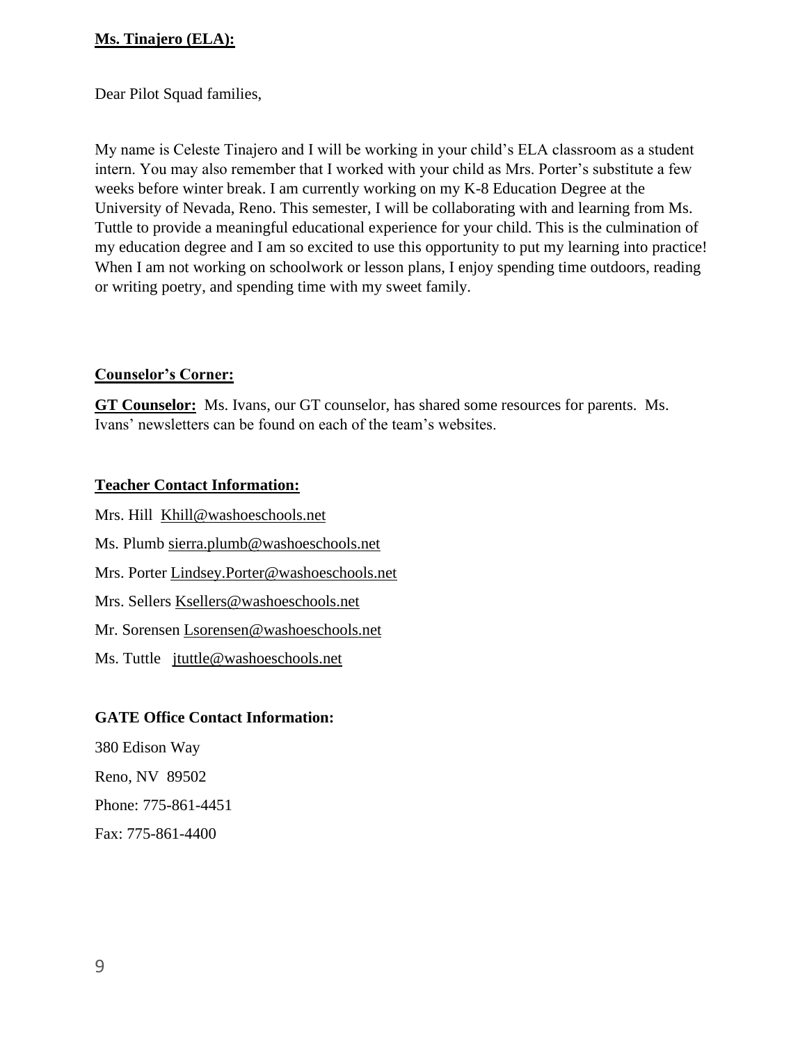**Ms. Tinajero (ELA):**

Dear Pilot Squad families,

My name is Celeste Tinajero and I will be working in your child's ELA classroom as a student intern. You may also remember that I worked with your child as Mrs. Porter's substitute a few weeks before winter break. I am currently working on my K-8 Education Degree at the University of Nevada, Reno. This semester, I will be collaborating with and learning from Ms. Tuttle to provide a meaningful educational experience for your child. This is the culmination of my education degree and I am so excited to use this opportunity to put my learning into practice! When I am not working on schoolwork or lesson plans, I enjoy spending time outdoors, reading or writing poetry, and spending time with my sweet family.

**Counselor's Corner:**

**GT Counselor:** Ms. Ivans, our GT counselor, has shared some resources for parents. Ms. Ivans' newsletters can be found on each of the team's websites.

**Teacher Contact Information:**

Mrs. Hill Khill@washoeschools.net

Ms. Plumb sierra.plumb@washoeschools.net

Mrs. Porter Lindsey.Porter@washoeschools.net

Mrs. Sellers Ksellers@washoeschools.net

Mr. Sorensen Lsorensen@washoeschools.net

Ms. Tuttle jtuttle@washoeschools.net

**GATE Office Contact Information:**

380 Edison Way

Reno, NV 89502

Phone: 775-861-4451

Fax: 775-861-4400